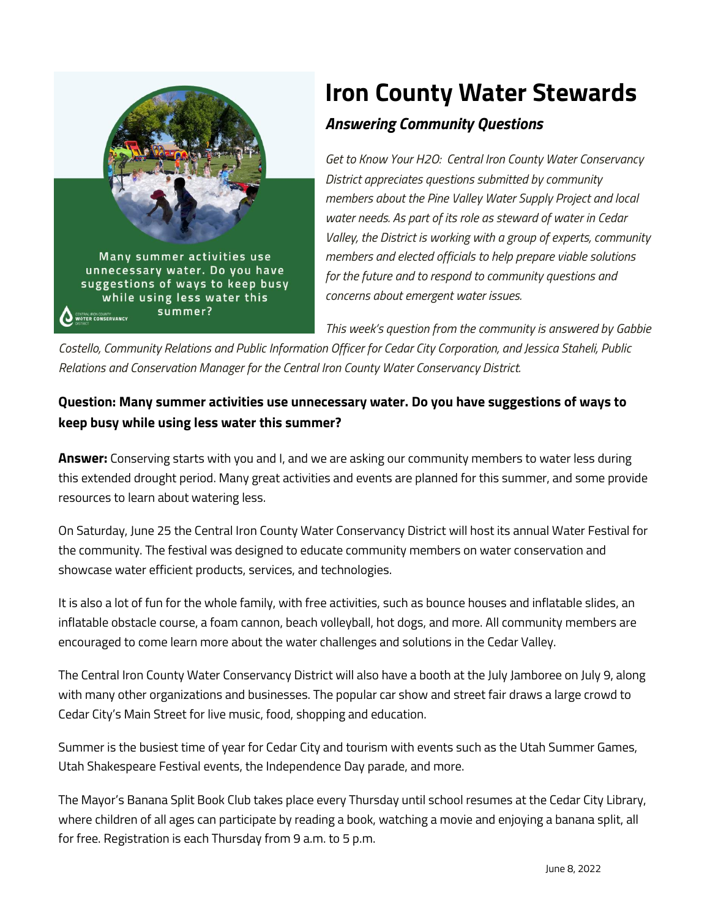# Iron County Water Stewards

## *Answering Community Questions*

*Get to Know Your H2O: Central Iron County Water Conservancy District appreciates questions submitted by community members about the Pine Valley Water Supply Project and local water needs. As part of its role as steward of water in Cedar Valley, the District is working with a group of experts, community members and elected officials to help prepare viable solutions for the future and to respond to community questions and concerns about emergent water issues.*

*This week's question from the community is answered by Gabbie Costello, Community Relations and Public Information Officer for Cedar City Corporation, and Jessica Staheli, Public Relations and Conservation Manager for the Central Iron County Water Conservancy District.*

**Question: Many summer activities use unnecessary water. Do you have suggestions of ways to keep busy while using less water this summer?**

**Answer:** Conserving starts with you and I, and we are asking our community members to water less during this extended drought period. Many great activities and events are planned for this summer, and some provide resources to learn about watering less.

On Saturday, June 25 the Central Iron County Water Conservancy District will host its annual Water Festival for the community. The festival was designed to educate community members on water conservation and showcase water efficient products, services, and technologies.

It is also a lot of fun for the whole family, with free activities, such as bounce houses and inflatable slides, an inflatable obstacle course, a foam cannon, beach volleyball, hot dogs, and more. All community members are encouraged to come learn more about the water challenges and solutions in the Cedar Valley.

The Central Iron County Water Conservancy District will also have a booth at the July Jamboree on July 9, along with many other organizations and businesses. The popular car show and street fair draws a large crowd to Cedar City's Main Street for live music, food, shopping and education.

Summer is the busiest time of year for Cedar City and tourism with events such as the Utah Summer Games, Utah Shakespeare Festival events, the Independence Day parade, and more.

The Mayor's Banana Split Book Club takes place every Thursday until school resumes at the Cedar City Library, where children of all ages can participate by reading a book, watching a movie and enjoying a banana split, all for free. Registration is each Thursday from 9 a.m. to 5 p.m.

June 8, 2022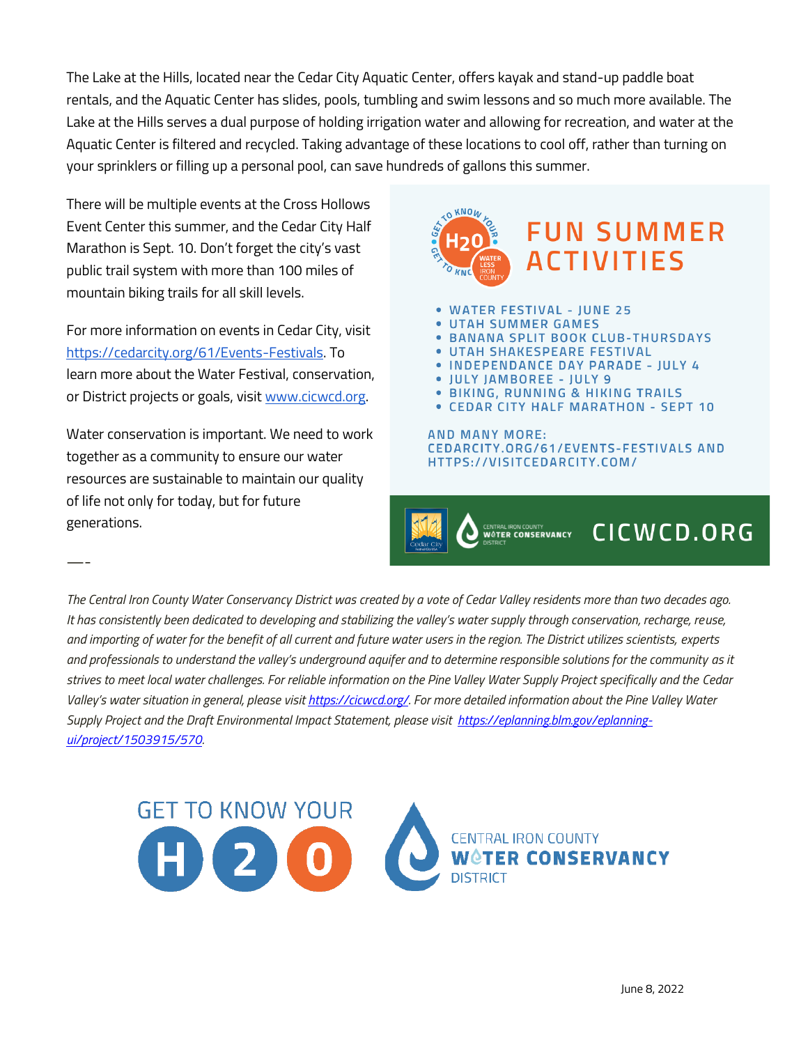The Lake at the Hills, located near the Cedar City Aquatic Center, offers kayak and stand-up paddle boat rentals, and the Aquatic Center has slides, pools, tumbling and swim lessons and so much more available. The Lake at the Hills serves a dual purpose of holding irrigation water and allowing for recreation, and water at the Aquatic Center is filtered and recycled. Taking advantage of these locations to cool off, rather than turning on your sprinklers or filling up a personal pool, can save hundreds of gallons this summer.

There will be multiple events at the Cross Hollows Event Center this summer, and the Cedar City Half Marathon is Sept. 10. Don't forget the city's vast public trail system with more than 100 miles of mountain biking trails for all skill levels.

For more information on events in Cedar City, visit https://cedarcity.org/61/Events-Festivals. To learn more about the Water Festival, conservation, or District projects or goals, visit www.cicwcd.org.

Water conservation is important. We need to work together as a community to ensure our water resources are sustainable to maintain our quality of life not only for today, but for future generations.

## FUN SUMMER ACTIVITIES

- WATER FESTIVAL - JUNE 25
- UTAH SUMMER GAMES
- BANANA SPLIT BOOK CLUB-THURSDAYS
- UTAH SHAKESPEARE FESTIVAL
- INDEPENDANCE DAY PARADE - JULY 4
- JULY JAMBOREE - JULY 9
- BIKING, RUNNING & HIKING TRAILS
- CEDAR CITY HALF MARATHON - SEPT 10

AND MANY MORE:
CEDARCITY.ORG/61/EVENTS-FESTIVALS AND HTTPS://VISITCEDARCITY.COM/

CICWCD.ORG

—-

*The Central Iron County Water Conservancy District was created by a vote of Cedar Valley residents more than two decades ago. It has consistently been dedicated to developing and stabilizing the valley's water supply through conservation, recharge, reuse, and importing of water for the benefit of all current and future water users in the region. The District utilizes scientists, experts and professionals to understand the valley's underground aquifer and to determine responsible solutions for the community as it strives to meet local water challenges. For reliable information on the Pine Valley Water Supply Project specifically and the Cedar Valley's water situation in general, please visit https://cicwcd.org/. For more detailed information about the Pine Valley Water Supply Project and the Draft Environmental Impact Statement, please visit https://eplanning.blm.gov/eplanning-ui/project/1503915/570.*

GET TO KNOW YOUR H 2 O

CENTRAL IRON COUNTY WATER CONSERVANCY DISTRICT

June 8, 2022